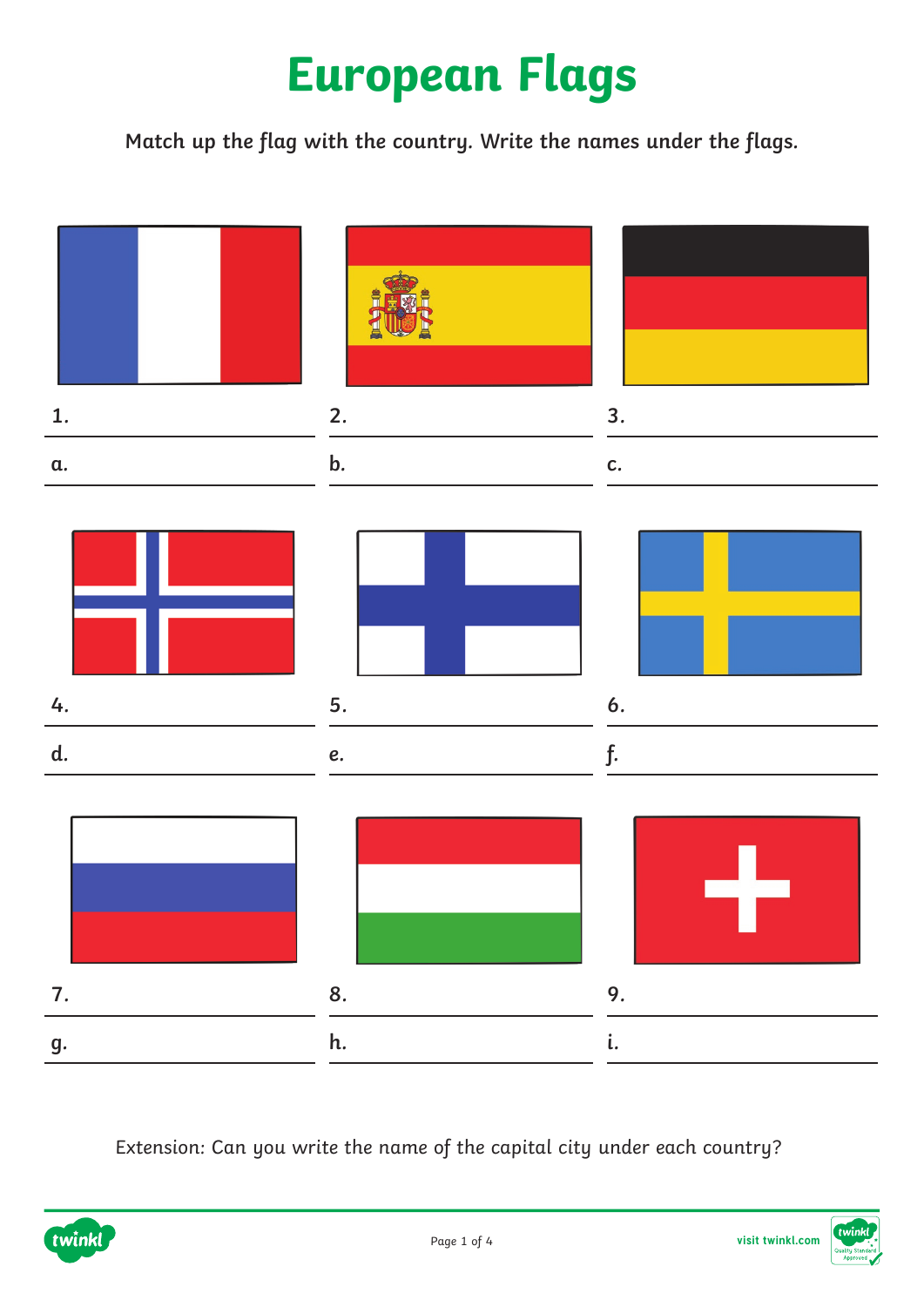# European Flags

Match up the flag with the country. Write the names under the flags.

1. 

a. 

2. 

b. 

3. 

c. 

4. 

d. 

5. 

e. 

6. 

f. 

7. 

g. 

8. 

h. 

9. 

i. 

Extension: Can you write the name of the capital city under each country?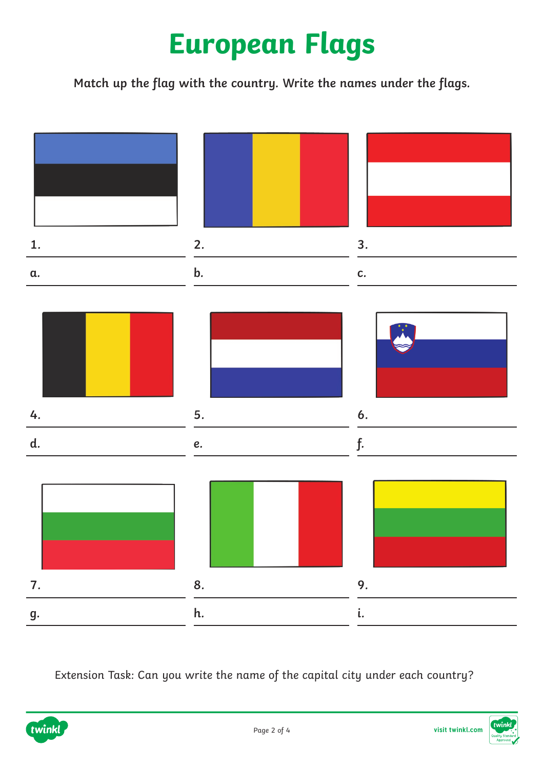# European Flags

Match up the flag with the country. Write the names under the flags.

1. \_\_\_\_\_\_\_\_\_\_\_\_\_\_\_\_

a. \_\_\_\_\_\_\_\_\_\_\_\_\_\_\_\_

2. \_\_\_\_\_\_\_\_\_\_\_\_\_\_\_\_

b. \_\_\_\_\_\_\_\_\_\_\_\_\_\_\_\_

3. \_\_\_\_\_\_\_\_\_\_\_\_\_\_\_\_

c. \_\_\_\_\_\_\_\_\_\_\_\_\_\_\_\_

4. \_\_\_\_\_\_\_\_\_\_\_\_\_\_\_\_

d. \_\_\_\_\_\_\_\_\_\_\_\_\_\_\_\_

5. \_\_\_\_\_\_\_\_\_\_\_\_\_\_\_\_

e. \_\_\_\_\_\_\_\_\_\_\_\_\_\_\_\_

6. \_\_\_\_\_\_\_\_\_\_\_\_\_\_\_\_

f. \_\_\_\_\_\_\_\_\_\_\_\_\_\_\_\_

7. \_\_\_\_\_\_\_\_\_\_\_\_\_\_\_\_

g. \_\_\_\_\_\_\_\_\_\_\_\_\_\_\_\_

8. \_\_\_\_\_\_\_\_\_\_\_\_\_\_\_\_

h. \_\_\_\_\_\_\_\_\_\_\_\_\_\_\_\_

9. \_\_\_\_\_\_\_\_\_\_\_\_\_\_\_\_

i. \_\_\_\_\_\_\_\_\_\_\_\_\_\_\_\_

Extension Task: Can you write the name of the capital city under each country?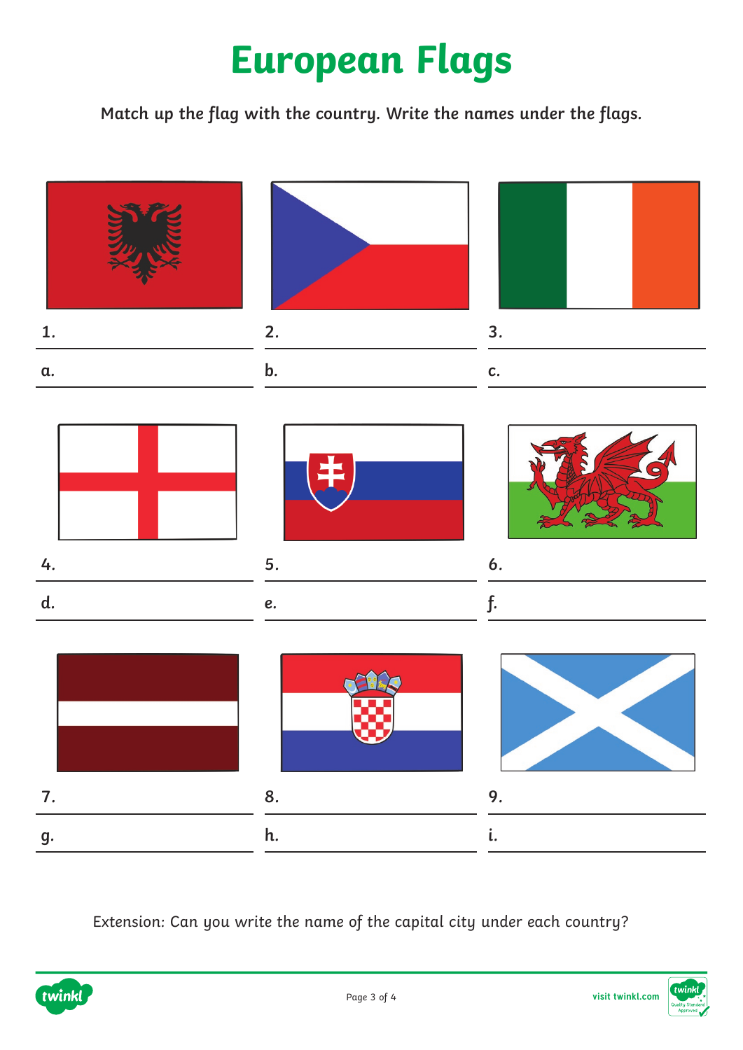# European Flags

Match up the flag with the country. Write the names under the flags.

1.

a.

2.

b.

3.

c.

4.

d.

5.

e.

6.

f.

7.

g.

8.

h.

9.

i.

Extension: Can you write the name of the capital city under each country?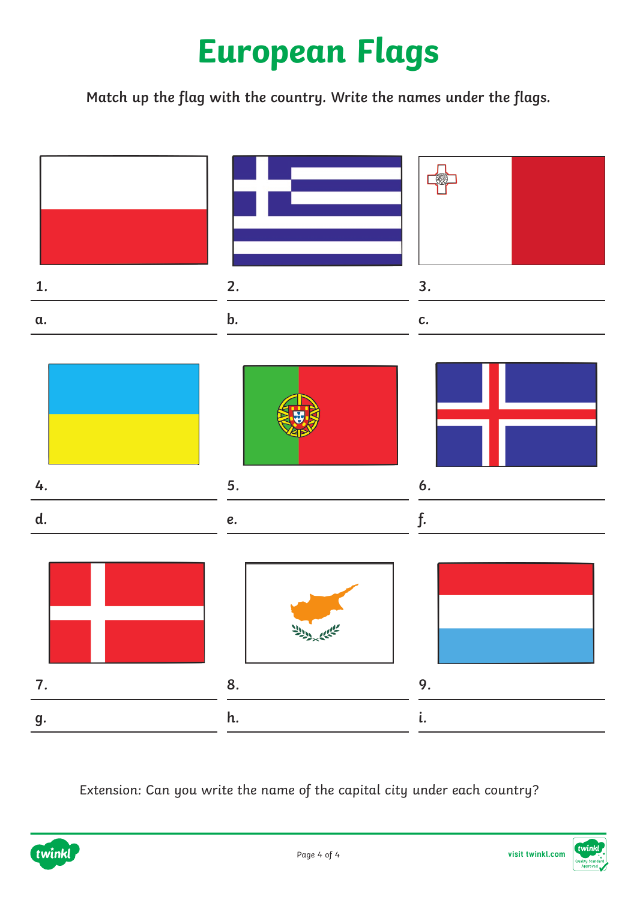# European Flags

Match up the flag with the country. Write the names under the flags.

1.

a.

2.

b.

3.

c.

4.

d.

5.

e.

6.

f.

7.

g.

8.

h.

9.

i.

Extension: Can you write the name of the capital city under each country?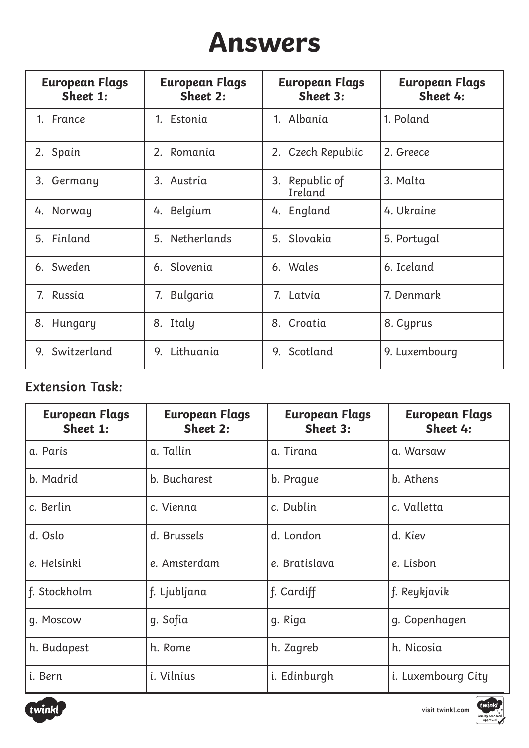# Answers

| European Flags Sheet 1: | European Flags Sheet 2: | European Flags Sheet 3: | European Flags Sheet 4: |
|---|---|---|---|
| 1. France | 1. Estonia | 1. Albania | 1. Poland |
| 2. Spain | 2. Romania | 2. Czech Republic | 2. Greece |
| 3. Germany | 3. Austria | 3. Republic of Ireland | 3. Malta |
| 4. Norway | 4. Belgium | 4. England | 4. Ukraine |
| 5. Finland | 5. Netherlands | 5. Slovakia | 5. Portugal |
| 6. Sweden | 6. Slovenia | 6. Wales | 6. Iceland |
| 7. Russia | 7. Bulgaria | 7. Latvia | 7. Denmark |
| 8. Hungary | 8. Italy | 8. Croatia | 8. Cyprus |
| 9. Switzerland | 9. Lithuania | 9. Scotland | 9. Luxembourg |

**Extension Task:**

| European Flags Sheet 1: | European Flags Sheet 2: | European Flags Sheet 3: | European Flags Sheet 4: |
|---|---|---|---|
| a. Paris | a. Tallin | a. Tirana | a. Warsaw |
| b. Madrid | b. Bucharest | b. Prague | b. Athens |
| c. Berlin | c. Vienna | c. Dublin | c. Valletta |
| d. Oslo | d. Brussels | d. London | d. Kiev |
| e. Helsinki | e. Amsterdam | e. Bratislava | e. Lisbon |
| f. Stockholm | f. Ljubljana | f. Cardiff | f. Reykjavik |
| g. Moscow | g. Sofia | g. Riga | g. Copenhagen |
| h. Budapest | h. Rome | h. Zagreb | h. Nicosia |
| i. Bern | i. Vilnius | i. Edinburgh | i. Luxembourg City |